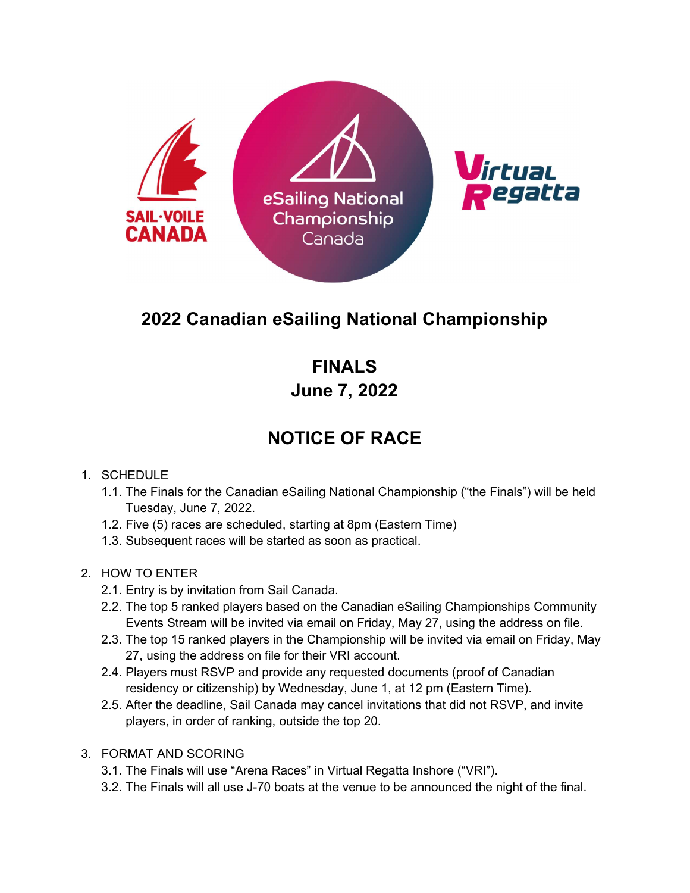# 2022 Canadian eSailing National Championship

## FINALS
## June 7, 2022

## NOTICE OF RACE

1. SCHEDULE
   1.1. The Finals for the Canadian eSailing National Championship ("the Finals") will be held Tuesday, June 7, 2022.
   1.2. Five (5) races are scheduled, starting at 8pm (Eastern Time)
   1.3. Subsequent races will be started as soon as practical.

2. HOW TO ENTER
   2.1. Entry is by invitation from Sail Canada.
   2.2. The top 5 ranked players based on the Canadian eSailing Championships Community Events Stream will be invited via email on Friday, May 27, using the address on file.
   2.3. The top 15 ranked players in the Championship will be invited via email on Friday, May 27, using the address on file for their VRI account.
   2.4. Players must RSVP and provide any requested documents (proof of Canadian residency or citizenship) by Wednesday, June 1, at 12 pm (Eastern Time).
   2.5. After the deadline, Sail Canada may cancel invitations that did not RSVP, and invite players, in order of ranking, outside the top 20.

3. FORMAT AND SCORING
   3.1. The Finals will use "Arena Races" in Virtual Regatta Inshore ("VRI").
   3.2. The Finals will all use J-70 boats at the venue to be announced the night of the final.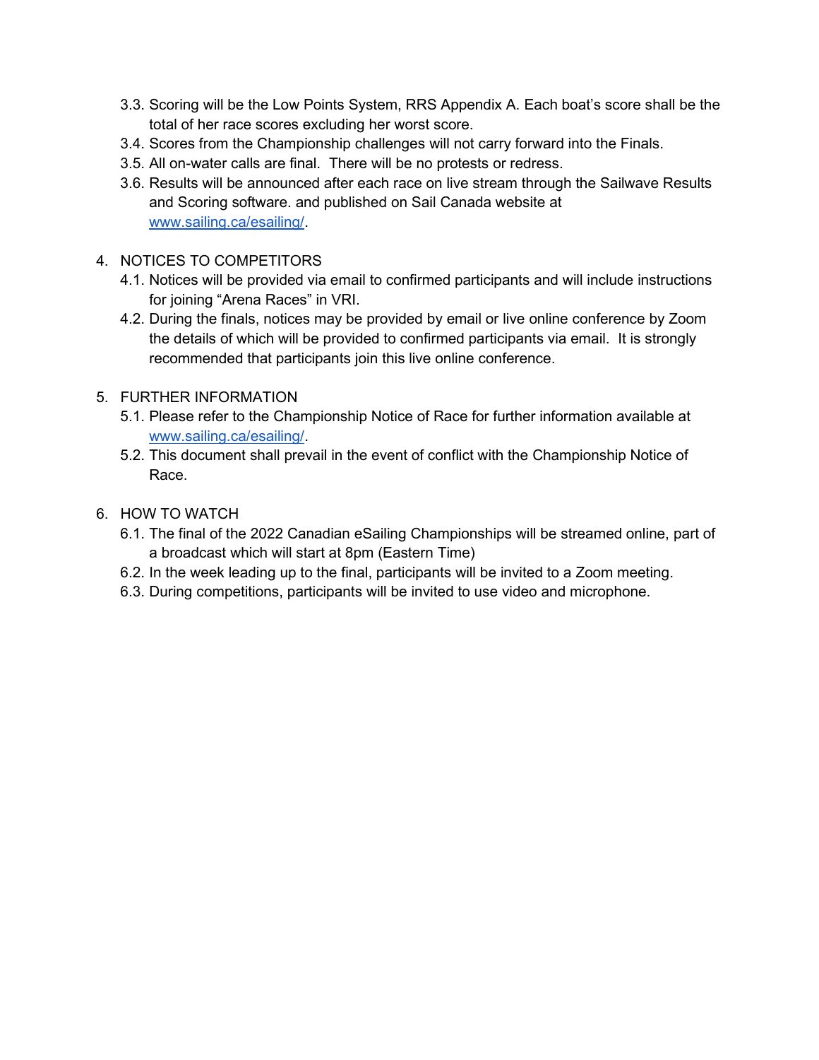3.3. Scoring will be the Low Points System, RRS Appendix A. Each boat's score shall be the total of her race scores excluding her worst score.

3.4. Scores from the Championship challenges will not carry forward into the Finals.

3.5. All on-water calls are final. There will be no protests or redress.

3.6. Results will be announced after each race on live stream through the Sailwave Results and Scoring software. and published on Sail Canada website at [www.sailing.ca/esailing/](http://www.sailing.ca/esailing/).

## 4. NOTICES TO COMPETITORS

4.1. Notices will be provided via email to confirmed participants and will include instructions for joining "Arena Races" in VRI.

4.2. During the finals, notices may be provided by email or live online conference by Zoom the details of which will be provided to confirmed participants via email. It is strongly recommended that participants join this live online conference.

## 5. FURTHER INFORMATION

5.1. Please refer to the Championship Notice of Race for further information available at [www.sailing.ca/esailing/](http://www.sailing.ca/esailing/).

5.2. This document shall prevail in the event of conflict with the Championship Notice of Race.

## 6. HOW TO WATCH

6.1. The final of the 2022 Canadian eSailing Championships will be streamed online, part of a broadcast which will start at 8pm (Eastern Time)

6.2. In the week leading up to the final, participants will be invited to a Zoom meeting.

6.3. During competitions, participants will be invited to use video and microphone.